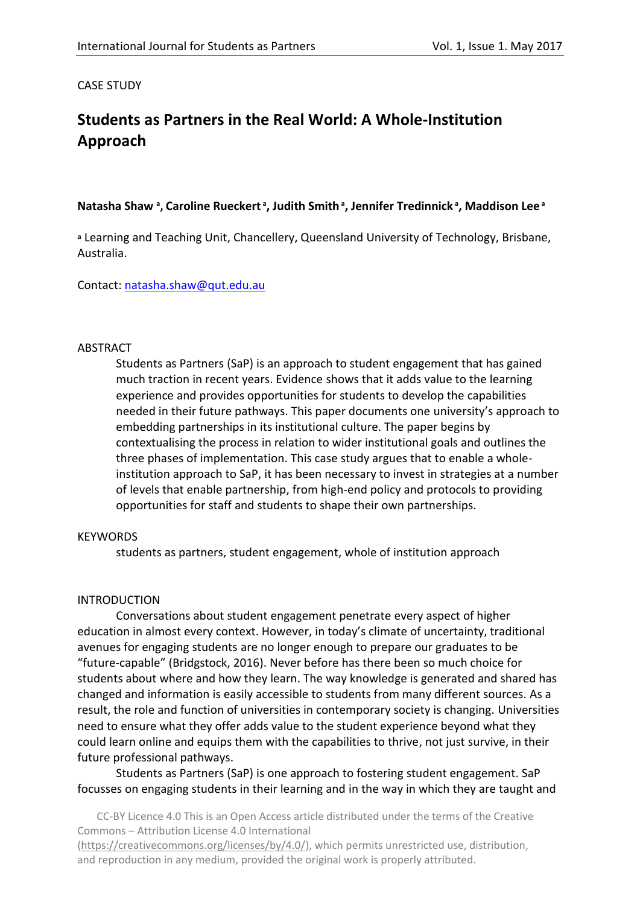CASE STUDY

# Students as Partners in the Real World: A Whole-Institution Approach

**Natasha Shaw [a], Caroline Rueckert [a], Judith Smith [a], Jennifer Tredinnick [a], Maddison Lee [a]**

[a] Learning and Teaching Unit, Chancellery, Queensland University of Technology, Brisbane, Australia.

Contact: natasha.shaw@qut.edu.au

## ABSTRACT

Students as Partners (SaP) is an approach to student engagement that has gained much traction in recent years. Evidence shows that it adds value to the learning experience and provides opportunities for students to develop the capabilities needed in their future pathways. This paper documents one university's approach to embedding partnerships in its institutional culture. The paper begins by contextualising the process in relation to wider institutional goals and outlines the three phases of implementation. This case study argues that to enable a whole-institution approach to SaP, it has been necessary to invest in strategies at a number of levels that enable partnership, from high-end policy and protocols to providing opportunities for staff and students to shape their own partnerships.

## KEYWORDS

students as partners, student engagement, whole of institution approach

## INTRODUCTION

Conversations about student engagement penetrate every aspect of higher education in almost every context. However, in today's climate of uncertainty, traditional avenues for engaging students are no longer enough to prepare our graduates to be "future-capable" (Bridgstock, 2016). Never before has there been so much choice for students about where and how they learn. The way knowledge is generated and shared has changed and information is easily accessible to students from many different sources. As a result, the role and function of universities in contemporary society is changing. Universities need to ensure what they offer adds value to the student experience beyond what they could learn online and equips them with the capabilities to thrive, not just survive, in their future professional pathways.

Students as Partners (SaP) is one approach to fostering student engagement. SaP focusses on engaging students in their learning and in the way in which they are taught and

CC-BY Licence 4.0 This is an Open Access article distributed under the terms of the Creative Commons – Attribution License 4.0 International (https://creativecommons.org/licenses/by/4.0/), which permits unrestricted use, distribution, and reproduction in any medium, provided the original work is properly attributed.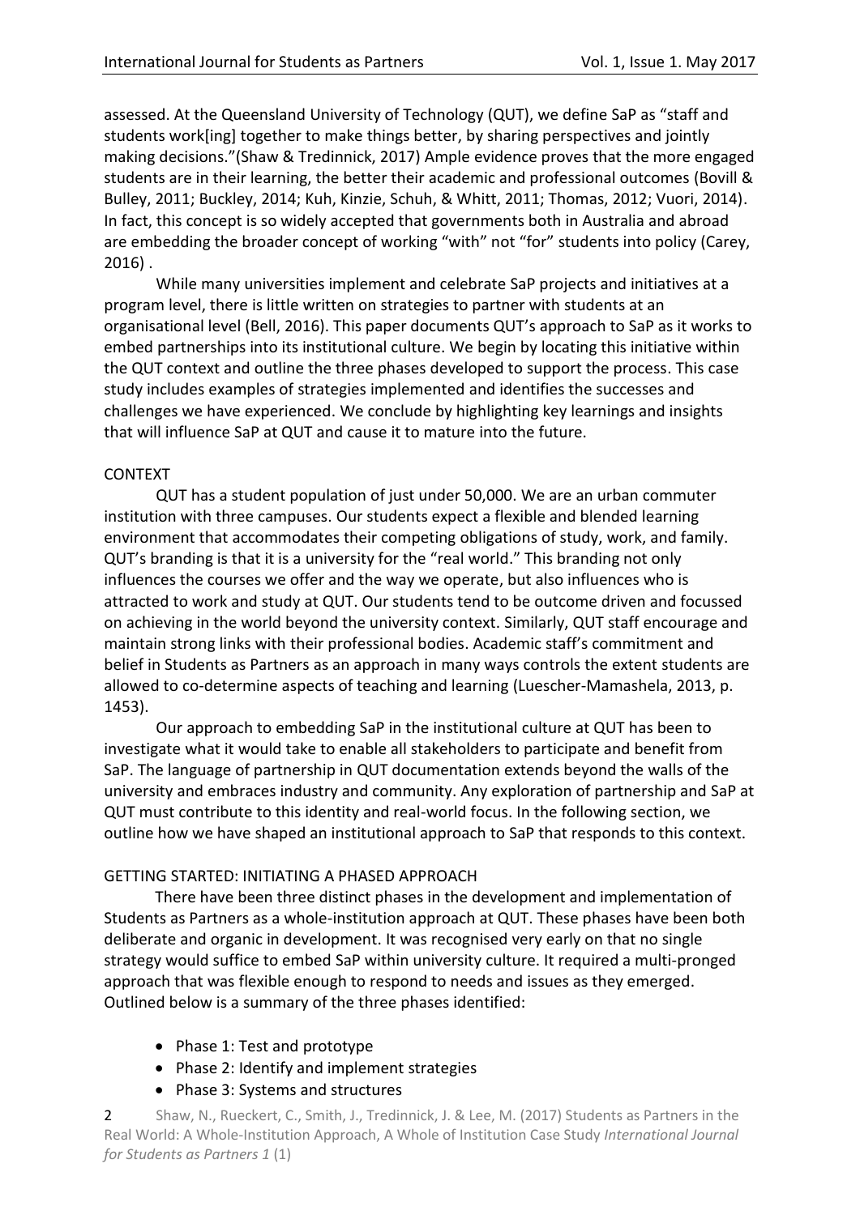assessed. At the Queensland University of Technology (QUT), we define SaP as "staff and students work[ing] together to make things better, by sharing perspectives and jointly making decisions."(Shaw & Tredinnick, 2017) Ample evidence proves that the more engaged students are in their learning, the better their academic and professional outcomes (Bovill & Bulley, 2011; Buckley, 2014; Kuh, Kinzie, Schuh, & Whitt, 2011; Thomas, 2012; Vuori, 2014). In fact, this concept is so widely accepted that governments both in Australia and abroad are embedding the broader concept of working "with" not "for" students into policy (Carey, 2016) .

While many universities implement and celebrate SaP projects and initiatives at a program level, there is little written on strategies to partner with students at an organisational level (Bell, 2016). This paper documents QUT's approach to SaP as it works to embed partnerships into its institutional culture. We begin by locating this initiative within the QUT context and outline the three phases developed to support the process. This case study includes examples of strategies implemented and identifies the successes and challenges we have experienced. We conclude by highlighting key learnings and insights that will influence SaP at QUT and cause it to mature into the future.

## CONTEXT

QUT has a student population of just under 50,000. We are an urban commuter institution with three campuses. Our students expect a flexible and blended learning environment that accommodates their competing obligations of study, work, and family. QUT's branding is that it is a university for the "real world." This branding not only influences the courses we offer and the way we operate, but also influences who is attracted to work and study at QUT. Our students tend to be outcome driven and focussed on achieving in the world beyond the university context. Similarly, QUT staff encourage and maintain strong links with their professional bodies. Academic staff's commitment and belief in Students as Partners as an approach in many ways controls the extent students are allowed to co-determine aspects of teaching and learning (Luescher-Mamashela, 2013, p. 1453).

Our approach to embedding SaP in the institutional culture at QUT has been to investigate what it would take to enable all stakeholders to participate and benefit from SaP. The language of partnership in QUT documentation extends beyond the walls of the university and embraces industry and community. Any exploration of partnership and SaP at QUT must contribute to this identity and real-world focus. In the following section, we outline how we have shaped an institutional approach to SaP that responds to this context.

## GETTING STARTED: INITIATING A PHASED APPROACH

There have been three distinct phases in the development and implementation of Students as Partners as a whole-institution approach at QUT. These phases have been both deliberate and organic in development. It was recognised very early on that no single strategy would suffice to embed SaP within university culture. It required a multi-pronged approach that was flexible enough to respond to needs and issues as they emerged. Outlined below is a summary of the three phases identified:

- Phase 1: Test and prototype
- Phase 2: Identify and implement strategies
- Phase 3: Systems and structures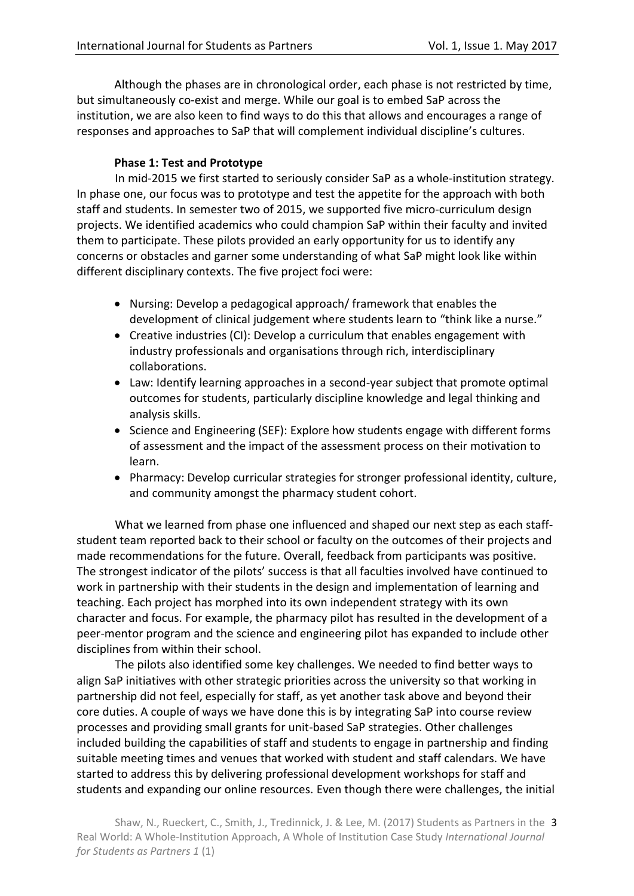Although the phases are in chronological order, each phase is not restricted by time, but simultaneously co-exist and merge. While our goal is to embed SaP across the institution, we are also keen to find ways to do this that allows and encourages a range of responses and approaches to SaP that will complement individual discipline's cultures.

#### Phase 1: Test and Prototype

In mid-2015 we first started to seriously consider SaP as a whole-institution strategy. In phase one, our focus was to prototype and test the appetite for the approach with both staff and students. In semester two of 2015, we supported five micro-curriculum design projects. We identified academics who could champion SaP within their faculty and invited them to participate. These pilots provided an early opportunity for us to identify any concerns or obstacles and garner some understanding of what SaP might look like within different disciplinary contexts. The five project foci were:

- Nursing: Develop a pedagogical approach/ framework that enables the development of clinical judgement where students learn to "think like a nurse."
- Creative industries (CI): Develop a curriculum that enables engagement with industry professionals and organisations through rich, interdisciplinary collaborations.
- Law: Identify learning approaches in a second-year subject that promote optimal outcomes for students, particularly discipline knowledge and legal thinking and analysis skills.
- Science and Engineering (SEF): Explore how students engage with different forms of assessment and the impact of the assessment process on their motivation to learn.
- Pharmacy: Develop curricular strategies for stronger professional identity, culture, and community amongst the pharmacy student cohort.

What we learned from phase one influenced and shaped our next step as each staff-student team reported back to their school or faculty on the outcomes of their projects and made recommendations for the future. Overall, feedback from participants was positive. The strongest indicator of the pilots' success is that all faculties involved have continued to work in partnership with their students in the design and implementation of learning and teaching. Each project has morphed into its own independent strategy with its own character and focus. For example, the pharmacy pilot has resulted in the development of a peer-mentor program and the science and engineering pilot has expanded to include other disciplines from within their school.

The pilots also identified some key challenges. We needed to find better ways to align SaP initiatives with other strategic priorities across the university so that working in partnership did not feel, especially for staff, as yet another task above and beyond their core duties. A couple of ways we have done this is by integrating SaP into course review processes and providing small grants for unit-based SaP strategies. Other challenges included building the capabilities of staff and students to engage in partnership and finding suitable meeting times and venues that worked with student and staff calendars. We have started to address this by delivering professional development workshops for staff and students and expanding our online resources. Even though there were challenges, the initial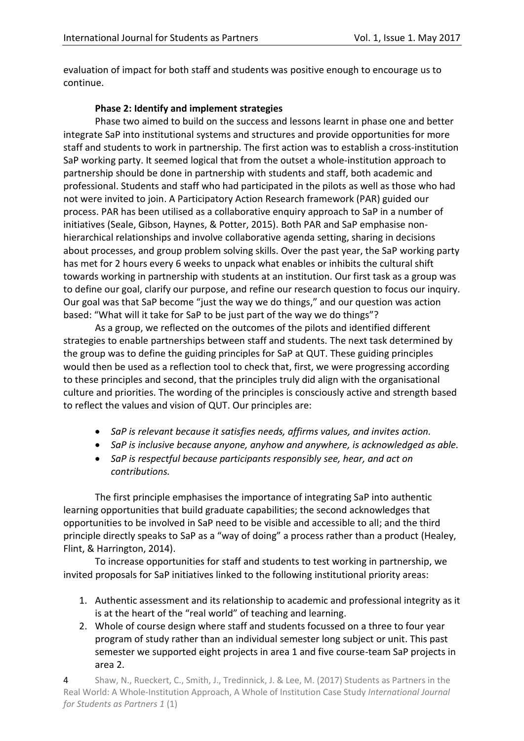evaluation of impact for both staff and students was positive enough to encourage us to continue.

### Phase 2: Identify and implement strategies

Phase two aimed to build on the success and lessons learnt in phase one and better integrate SaP into institutional systems and structures and provide opportunities for more staff and students to work in partnership. The first action was to establish a cross-institution SaP working party. It seemed logical that from the outset a whole-institution approach to partnership should be done in partnership with students and staff, both academic and professional. Students and staff who had participated in the pilots as well as those who had not were invited to join. A Participatory Action Research framework (PAR) guided our process. PAR has been utilised as a collaborative enquiry approach to SaP in a number of initiatives (Seale, Gibson, Haynes, & Potter, 2015). Both PAR and SaP emphasise non-hierarchical relationships and involve collaborative agenda setting, sharing in decisions about processes, and group problem solving skills. Over the past year, the SaP working party has met for 2 hours every 6 weeks to unpack what enables or inhibits the cultural shift towards working in partnership with students at an institution. Our first task as a group was to define our goal, clarify our purpose, and refine our research question to focus our inquiry. Our goal was that SaP become "just the way we do things," and our question was action based: "What will it take for SaP to be just part of the way we do things"?

As a group, we reflected on the outcomes of the pilots and identified different strategies to enable partnerships between staff and students. The next task determined by the group was to define the guiding principles for SaP at QUT. These guiding principles would then be used as a reflection tool to check that, first, we were progressing according to these principles and second, that the principles truly did align with the organisational culture and priorities. The wording of the principles is consciously active and strength based to reflect the values and vision of QUT. Our principles are:

- *SaP is relevant because it satisfies needs, affirms values, and invites action.*
- *SaP is inclusive because anyone, anyhow and anywhere, is acknowledged as able.*
- *SaP is respectful because participants responsibly see, hear, and act on contributions.*

The first principle emphasises the importance of integrating SaP into authentic learning opportunities that build graduate capabilities; the second acknowledges that opportunities to be involved in SaP need to be visible and accessible to all; and the third principle directly speaks to SaP as a "way of doing" a process rather than a product (Healey, Flint, & Harrington, 2014).

To increase opportunities for staff and students to test working in partnership, we invited proposals for SaP initiatives linked to the following institutional priority areas:

1. Authentic assessment and its relationship to academic and professional integrity as it is at the heart of the "real world" of teaching and learning.
2. Whole of course design where staff and students focussed on a three to four year program of study rather than an individual semester long subject or unit. This past semester we supported eight projects in area 1 and five course-team SaP projects in area 2.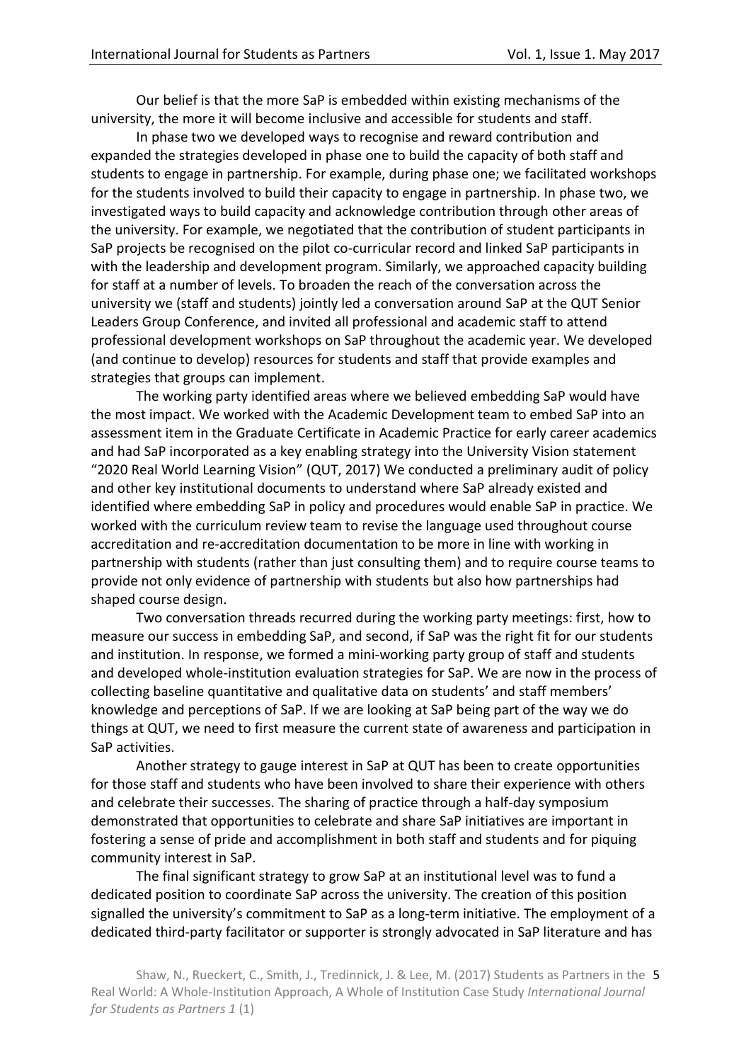Our belief is that the more SaP is embedded within existing mechanisms of the university, the more it will become inclusive and accessible for students and staff.

In phase two we developed ways to recognise and reward contribution and expanded the strategies developed in phase one to build the capacity of both staff and students to engage in partnership. For example, during phase one; we facilitated workshops for the students involved to build their capacity to engage in partnership. In phase two, we investigated ways to build capacity and acknowledge contribution through other areas of the university. For example, we negotiated that the contribution of student participants in SaP projects be recognised on the pilot co-curricular record and linked SaP participants in with the leadership and development program. Similarly, we approached capacity building for staff at a number of levels. To broaden the reach of the conversation across the university we (staff and students) jointly led a conversation around SaP at the QUT Senior Leaders Group Conference, and invited all professional and academic staff to attend professional development workshops on SaP throughout the academic year. We developed (and continue to develop) resources for students and staff that provide examples and strategies that groups can implement.

The working party identified areas where we believed embedding SaP would have the most impact. We worked with the Academic Development team to embed SaP into an assessment item in the Graduate Certificate in Academic Practice for early career academics and had SaP incorporated as a key enabling strategy into the University Vision statement "2020 Real World Learning Vision" (QUT, 2017) We conducted a preliminary audit of policy and other key institutional documents to understand where SaP already existed and identified where embedding SaP in policy and procedures would enable SaP in practice. We worked with the curriculum review team to revise the language used throughout course accreditation and re-accreditation documentation to be more in line with working in partnership with students (rather than just consulting them) and to require course teams to provide not only evidence of partnership with students but also how partnerships had shaped course design.

Two conversation threads recurred during the working party meetings: first, how to measure our success in embedding SaP, and second, if SaP was the right fit for our students and institution. In response, we formed a mini-working party group of staff and students and developed whole-institution evaluation strategies for SaP. We are now in the process of collecting baseline quantitative and qualitative data on students' and staff members' knowledge and perceptions of SaP. If we are looking at SaP being part of the way we do things at QUT, we need to first measure the current state of awareness and participation in SaP activities.

Another strategy to gauge interest in SaP at QUT has been to create opportunities for those staff and students who have been involved to share their experience with others and celebrate their successes. The sharing of practice through a half-day symposium demonstrated that opportunities to celebrate and share SaP initiatives are important in fostering a sense of pride and accomplishment in both staff and students and for piquing community interest in SaP.

The final significant strategy to grow SaP at an institutional level was to fund a dedicated position to coordinate SaP across the university. The creation of this position signalled the university's commitment to SaP as a long-term initiative. The employment of a dedicated third-party facilitator or supporter is strongly advocated in SaP literature and has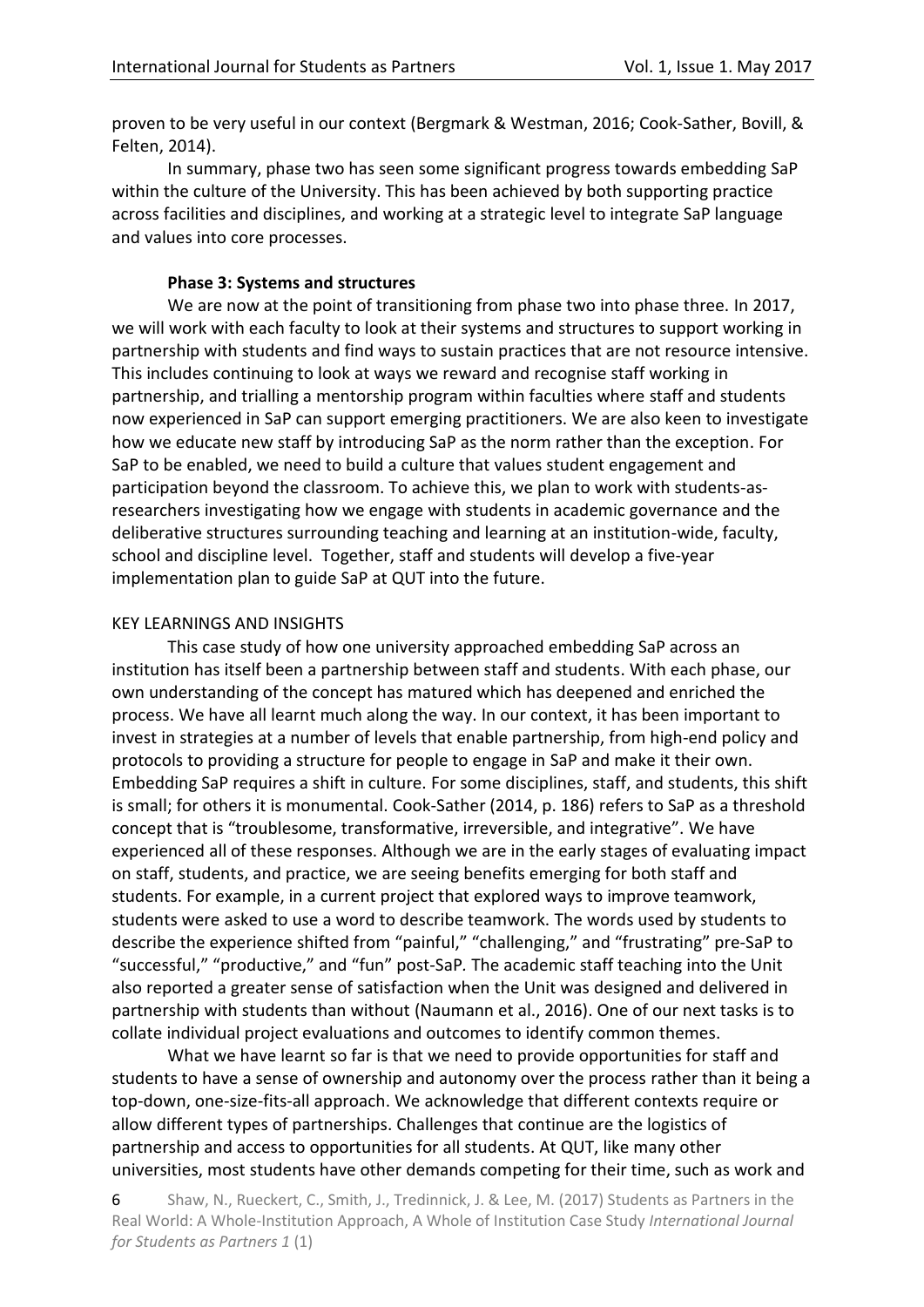proven to be very useful in our context (Bergmark & Westman, 2016; Cook-Sather, Bovill, & Felten, 2014).

In summary, phase two has seen some significant progress towards embedding SaP within the culture of the University. This has been achieved by both supporting practice across facilities and disciplines, and working at a strategic level to integrate SaP language and values into core processes.

### Phase 3: Systems and structures

We are now at the point of transitioning from phase two into phase three. In 2017, we will work with each faculty to look at their systems and structures to support working in partnership with students and find ways to sustain practices that are not resource intensive. This includes continuing to look at ways we reward and recognise staff working in partnership, and trialling a mentorship program within faculties where staff and students now experienced in SaP can support emerging practitioners. We are also keen to investigate how we educate new staff by introducing SaP as the norm rather than the exception. For SaP to be enabled, we need to build a culture that values student engagement and participation beyond the classroom. To achieve this, we plan to work with students-as-researchers investigating how we engage with students in academic governance and the deliberative structures surrounding teaching and learning at an institution-wide, faculty, school and discipline level. Together, staff and students will develop a five-year implementation plan to guide SaP at QUT into the future.

## KEY LEARNINGS AND INSIGHTS

This case study of how one university approached embedding SaP across an institution has itself been a partnership between staff and students. With each phase, our own understanding of the concept has matured which has deepened and enriched the process. We have all learnt much along the way. In our context, it has been important to invest in strategies at a number of levels that enable partnership, from high-end policy and protocols to providing a structure for people to engage in SaP and make it their own. Embedding SaP requires a shift in culture. For some disciplines, staff, and students, this shift is small; for others it is monumental. Cook-Sather (2014, p. 186) refers to SaP as a threshold concept that is "troublesome, transformative, irreversible, and integrative". We have experienced all of these responses. Although we are in the early stages of evaluating impact on staff, students, and practice, we are seeing benefits emerging for both staff and students. For example, in a current project that explored ways to improve teamwork, students were asked to use a word to describe teamwork. The words used by students to describe the experience shifted from "painful," "challenging," and "frustrating" pre-SaP to "successful," "productive," and "fun" post-SaP. The academic staff teaching into the Unit also reported a greater sense of satisfaction when the Unit was designed and delivered in partnership with students than without (Naumann et al., 2016). One of our next tasks is to collate individual project evaluations and outcomes to identify common themes.

What we have learnt so far is that we need to provide opportunities for staff and students to have a sense of ownership and autonomy over the process rather than it being a top-down, one-size-fits-all approach. We acknowledge that different contexts require or allow different types of partnerships. Challenges that continue are the logistics of partnership and access to opportunities for all students. At QUT, like many other universities, most students have other demands competing for their time, such as work and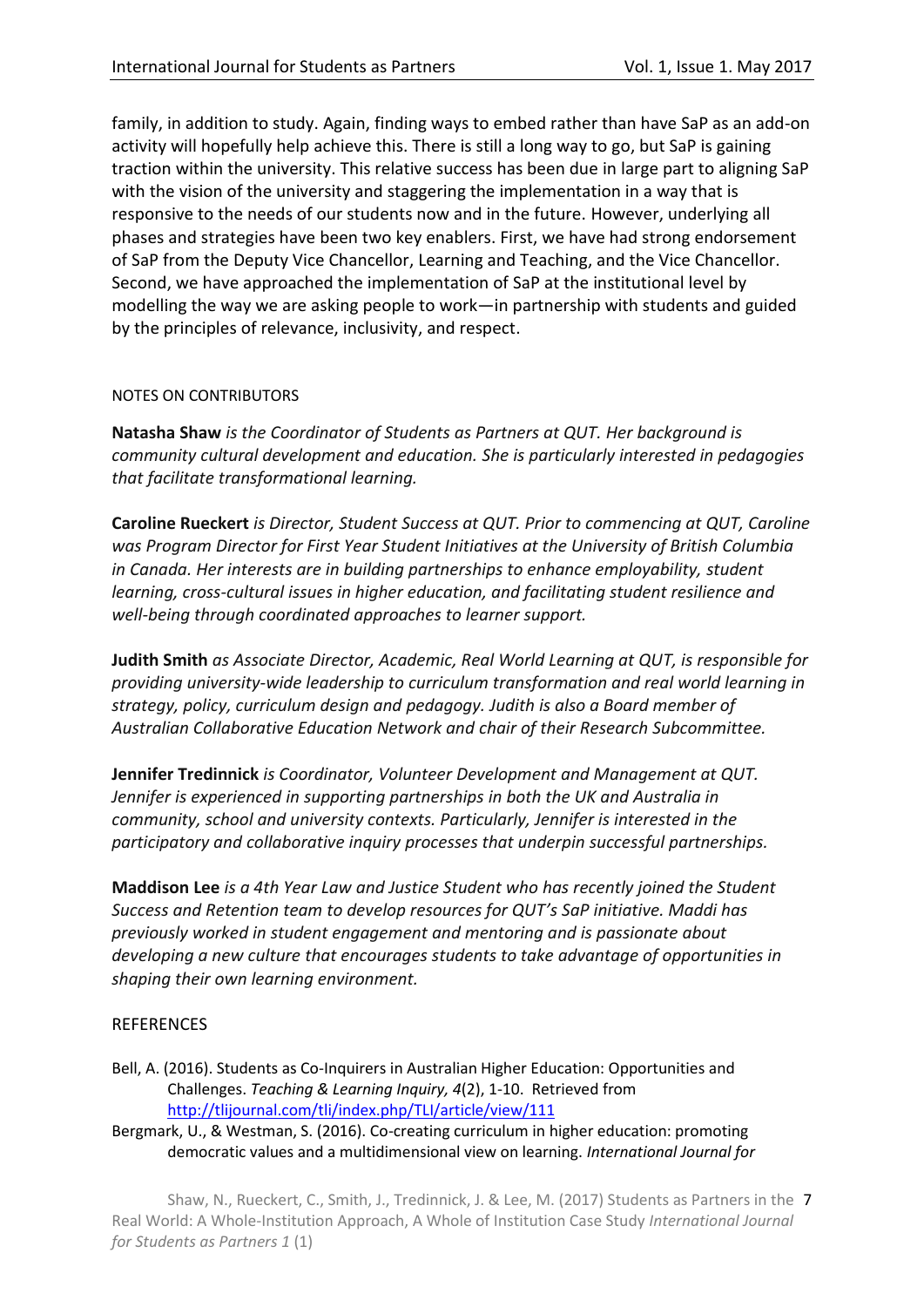family, in addition to study. Again, finding ways to embed rather than have SaP as an add-on activity will hopefully help achieve this. There is still a long way to go, but SaP is gaining traction within the university. This relative success has been due in large part to aligning SaP with the vision of the university and staggering the implementation in a way that is responsive to the needs of our students now and in the future. However, underlying all phases and strategies have been two key enablers. First, we have had strong endorsement of SaP from the Deputy Vice Chancellor, Learning and Teaching, and the Vice Chancellor. Second, we have approached the implementation of SaP at the institutional level by modelling the way we are asking people to work—in partnership with students and guided by the principles of relevance, inclusivity, and respect.

## NOTES ON CONTRIBUTORS

**Natasha Shaw** *is the Coordinator of Students as Partners at QUT. Her background is community cultural development and education. She is particularly interested in pedagogies that facilitate transformational learning.*

**Caroline Rueckert** *is Director, Student Success at QUT. Prior to commencing at QUT, Caroline was Program Director for First Year Student Initiatives at the University of British Columbia in Canada. Her interests are in building partnerships to enhance employability, student learning, cross-cultural issues in higher education, and facilitating student resilience and well-being through coordinated approaches to learner support.*

**Judith Smith** *as Associate Director, Academic, Real World Learning at QUT, is responsible for providing university-wide leadership to curriculum transformation and real world learning in strategy, policy, curriculum design and pedagogy. Judith is also a Board member of Australian Collaborative Education Network and chair of their Research Subcommittee.*

**Jennifer Tredinnick** *is Coordinator, Volunteer Development and Management at QUT. Jennifer is experienced in supporting partnerships in both the UK and Australia in community, school and university contexts. Particularly, Jennifer is interested in the participatory and collaborative inquiry processes that underpin successful partnerships.*

**Maddison Lee** *is a 4th Year Law and Justice Student who has recently joined the Student Success and Retention team to develop resources for QUT's SaP initiative. Maddi has previously worked in student engagement and mentoring and is passionate about developing a new culture that encourages students to take advantage of opportunities in shaping their own learning environment.*

## REFERENCES

Bell, A. (2016). Students as Co-Inquirers in Australian Higher Education: Opportunities and Challenges. *Teaching & Learning Inquiry, 4*(2), 1-10. Retrieved from http://tlijournal.com/tli/index.php/TLI/article/view/111

Bergmark, U., & Westman, S. (2016). Co-creating curriculum in higher education: promoting democratic values and a multidimensional view on learning. *International Journal for*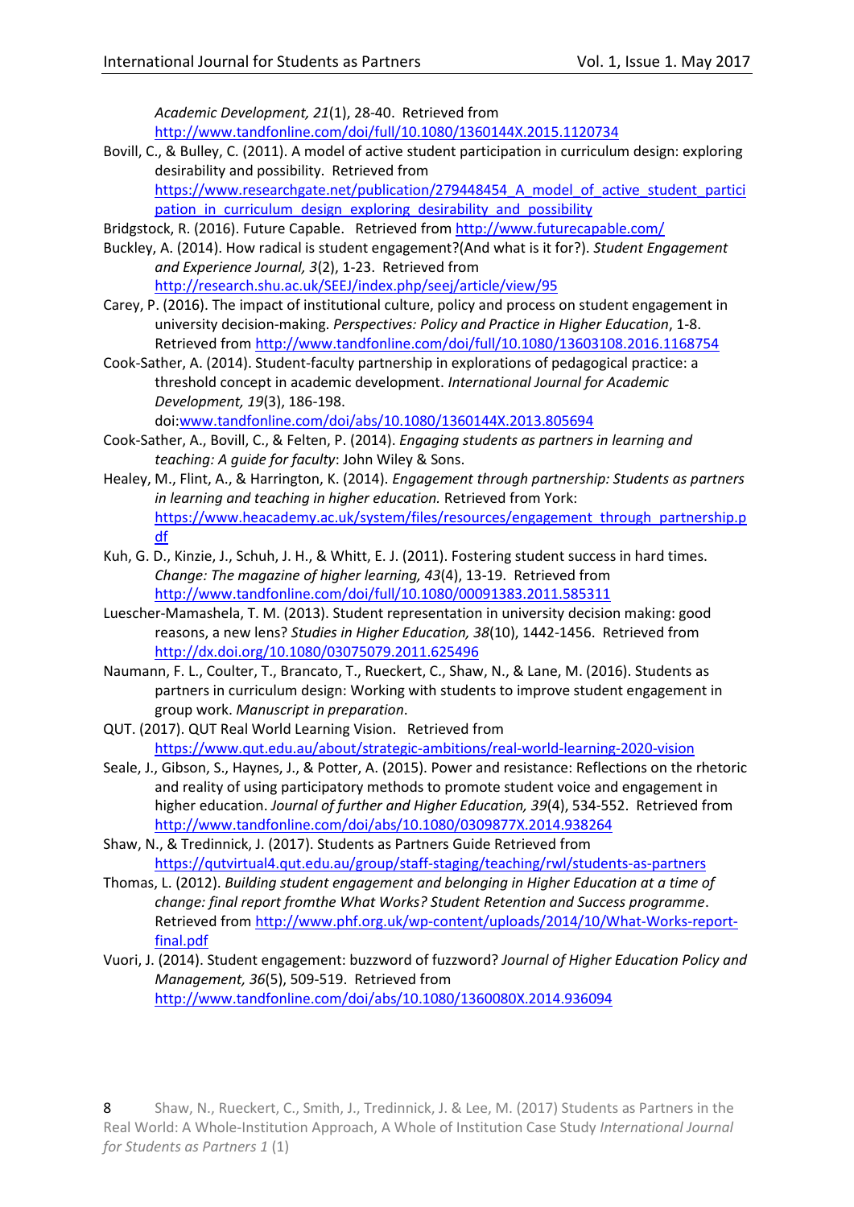*Academic Development, 21*(1), 28-40. Retrieved from http://www.tandfonline.com/doi/full/10.1080/1360144X.2015.1120734

Bovill, C., & Bulley, C. (2011). A model of active student participation in curriculum design: exploring desirability and possibility. Retrieved from https://www.researchgate.net/publication/279448454_A_model_of_active_student_participation_in_curriculum_design_exploring_desirability_and_possibility

Bridgstock, R. (2016). Future Capable. Retrieved from http://www.futurecapable.com/

Buckley, A. (2014). How radical is student engagement?(And what is it for?). *Student Engagement and Experience Journal, 3*(2), 1-23. Retrieved from http://research.shu.ac.uk/SEEJ/index.php/seej/article/view/95

Carey, P. (2016). The impact of institutional culture, policy and process on student engagement in university decision-making. *Perspectives: Policy and Practice in Higher Education*, 1-8. Retrieved from http://www.tandfonline.com/doi/full/10.1080/13603108.2016.1168754

Cook-Sather, A. (2014). Student-faculty partnership in explorations of pedagogical practice: a threshold concept in academic development. *International Journal for Academic Development, 19*(3), 186-198. doi:www.tandfonline.com/doi/abs/10.1080/1360144X.2013.805694

Cook-Sather, A., Bovill, C., & Felten, P. (2014). *Engaging students as partners in learning and teaching: A guide for faculty*: John Wiley & Sons.

Healey, M., Flint, A., & Harrington, K. (2014). *Engagement through partnership: Students as partners in learning and teaching in higher education.* Retrieved from York: https://www.heacademy.ac.uk/system/files/resources/engagement_through_partnership.pdf

Kuh, G. D., Kinzie, J., Schuh, J. H., & Whitt, E. J. (2011). Fostering student success in hard times. *Change: The magazine of higher learning, 43*(4), 13-19. Retrieved from http://www.tandfonline.com/doi/full/10.1080/00091383.2011.585311

Luescher-Mamashela, T. M. (2013). Student representation in university decision making: good reasons, a new lens? *Studies in Higher Education, 38*(10), 1442-1456. Retrieved from http://dx.doi.org/10.1080/03075079.2011.625496

Naumann, F. L., Coulter, T., Brancato, T., Rueckert, C., Shaw, N., & Lane, M. (2016). Students as partners in curriculum design: Working with students to improve student engagement in group work. *Manuscript in preparation*.

QUT. (2017). QUT Real World Learning Vision. Retrieved from https://www.qut.edu.au/about/strategic-ambitions/real-world-learning-2020-vision

Seale, J., Gibson, S., Haynes, J., & Potter, A. (2015). Power and resistance: Reflections on the rhetoric and reality of using participatory methods to promote student voice and engagement in higher education. *Journal of further and Higher Education, 39*(4), 534-552. Retrieved from http://www.tandfonline.com/doi/abs/10.1080/0309877X.2014.938264

Shaw, N., & Tredinnick, J. (2017). Students as Partners Guide Retrieved from https://qutvirtual4.qut.edu.au/group/staff-staging/teaching/rwl/students-as-partners

Thomas, L. (2012). *Building student engagement and belonging in Higher Education at a time of change: final report fromthe What Works? Student Retention and Success programme*. Retrieved from http://www.phf.org.uk/wp-content/uploads/2014/10/What-Works-report-final.pdf

Vuori, J. (2014). Student engagement: buzzword of fuzzword? *Journal of Higher Education Policy and Management, 36*(5), 509-519. Retrieved from http://www.tandfonline.com/doi/abs/10.1080/1360080X.2014.936094